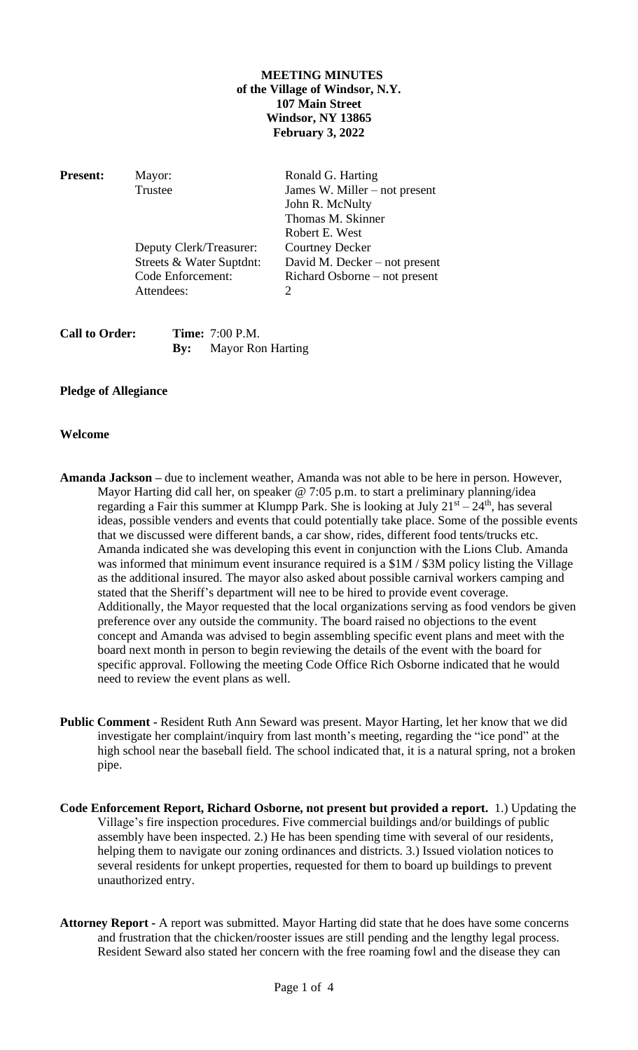**MEETING MINUTES**
**of the Village of Windsor, N.Y.**
**107 Main Street**
**Windsor, NY 13865**
**February 3, 2022**

| | | |
|---|---|---|
| **Present:** | Mayor: | Ronald G. Harting |
| | Trustee | James W. Miller – not present |
| | | John R. McNulty |
| | | Thomas M. Skinner |
| | | Robert E. West |
| | Deputy Clerk/Treasurer: | Courtney Decker |
| | Streets & Water Suptdnt: | David M. Decker – not present |
| | Code Enforcement: | Richard Osborne – not present |
| | Attendees: | 2 |

**Call to Order:** **Time:** 7:00 P.M.
**By:** Mayor Ron Harting

**Pledge of Allegiance**

**Welcome**

**Amanda Jackson –** due to inclement weather, Amanda was not able to be here in person. However, Mayor Harting did call her, on speaker @ 7:05 p.m. to start a preliminary planning/idea regarding a Fair this summer at Klumpp Park. She is looking at July 21st – 24th, has several ideas, possible venders and events that could potentially take place. Some of the possible events that we discussed were different bands, a car show, rides, different food tents/trucks etc. Amanda indicated she was developing this event in conjunction with the Lions Club. Amanda was informed that minimum event insurance required is a $1M / $3M policy listing the Village as the additional insured. The mayor also asked about possible carnival workers camping and stated that the Sheriff's department will nee to be hired to provide event coverage. Additionally, the Mayor requested that the local organizations serving as food vendors be given preference over any outside the community. The board raised no objections to the event concept and Amanda was advised to begin assembling specific event plans and meet with the board next month in person to begin reviewing the details of the event with the board for specific approval. Following the meeting Code Office Rich Osborne indicated that he would need to review the event plans as well.

**Public Comment -** Resident Ruth Ann Seward was present. Mayor Harting, let her know that we did investigate her complaint/inquiry from last month's meeting, regarding the "ice pond" at the high school near the baseball field. The school indicated that, it is a natural spring, not a broken pipe.

**Code Enforcement Report, Richard Osborne, not present but provided a report.** 1.) Updating the Village's fire inspection procedures. Five commercial buildings and/or buildings of public assembly have been inspected. 2.) He has been spending time with several of our residents, helping them to navigate our zoning ordinances and districts. 3.) Issued violation notices to several residents for unkept properties, requested for them to board up buildings to prevent unauthorized entry.

**Attorney Report -** A report was submitted. Mayor Harting did state that he does have some concerns and frustration that the chicken/rooster issues are still pending and the lengthy legal process. Resident Seward also stated her concern with the free roaming fowl and the disease they can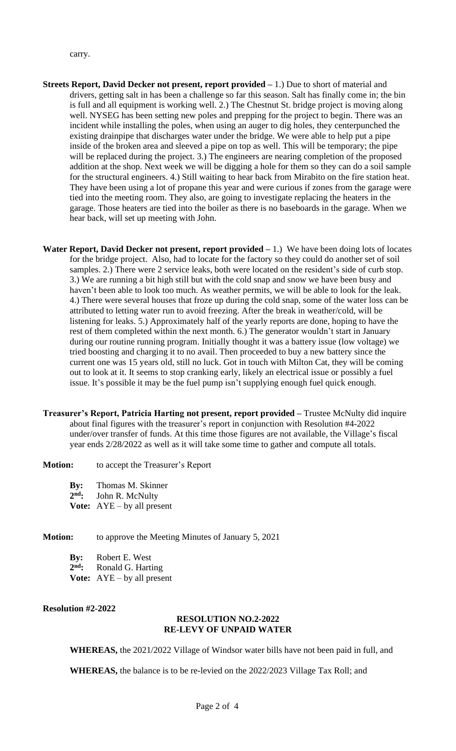carry.

**Streets Report, David Decker not present, report provided –** 1.) Due to short of material and drivers, getting salt in has been a challenge so far this season. Salt has finally come in; the bin is full and all equipment is working well. 2.) The Chestnut St. bridge project is moving along well. NYSEG has been setting new poles and prepping for the project to begin. There was an incident while installing the poles, when using an auger to dig holes, they centerpunched the existing drainpipe that discharges water under the bridge. We were able to help put a pipe inside of the broken area and sleeved a pipe on top as well. This will be temporary; the pipe will be replaced during the project. 3.) The engineers are nearing completion of the proposed addition at the shop. Next week we will be digging a hole for them so they can do a soil sample for the structural engineers. 4.) Still waiting to hear back from Mirabito on the fire station heat. They have been using a lot of propane this year and were curious if zones from the garage were tied into the meeting room. They also, are going to investigate replacing the heaters in the garage. Those heaters are tied into the boiler as there is no baseboards in the garage. When we hear back, will set up meeting with John.

**Water Report, David Decker not present, report provided –** 1.) We have been doing lots of locates for the bridge project. Also, had to locate for the factory so they could do another set of soil samples. 2.) There were 2 service leaks, both were located on the resident's side of curb stop. 3.) We are running a bit high still but with the cold snap and snow we have been busy and haven't been able to look too much. As weather permits, we will be able to look for the leak. 4.) There were several houses that froze up during the cold snap, some of the water loss can be attributed to letting water run to avoid freezing. After the break in weather/cold, will be listening for leaks. 5.) Approximately half of the yearly reports are done, hoping to have the rest of them completed within the next month. 6.) The generator wouldn't start in January during our routine running program. Initially thought it was a battery issue (low voltage) we tried boosting and charging it to no avail. Then proceeded to buy a new battery since the current one was 15 years old, still no luck. Got in touch with Milton Cat, they will be coming out to look at it. It seems to stop cranking early, likely an electrical issue or possibly a fuel issue. It's possible it may be the fuel pump isn't supplying enough fuel quick enough.

**Treasurer's Report, Patricia Harting not present, report provided –** Trustee McNulty did inquire about final figures with the treasurer's report in conjunction with Resolution #4-2022 under/over transfer of funds. At this time those figures are not available, the Village's fiscal year ends 2/28/2022 as well as it will take some time to gather and compute all totals.

**Motion:** to accept the Treasurer's Report

**By:** Thomas M. Skinner
**2nd:** John R. McNulty
**Vote:** AYE – by all present

**Motion:** to approve the Meeting Minutes of January 5, 2021

**By:** Robert E. West
**2nd:** Ronald G. Harting
**Vote:** AYE – by all present

**Resolution #2-2022**

**RESOLUTION NO.2-2022**
**RE-LEVY OF UNPAID WATER**

**WHEREAS,** the 2021/2022 Village of Windsor water bills have not been paid in full, and

**WHEREAS,** the balance is to be re-levied on the 2022/2023 Village Tax Roll; and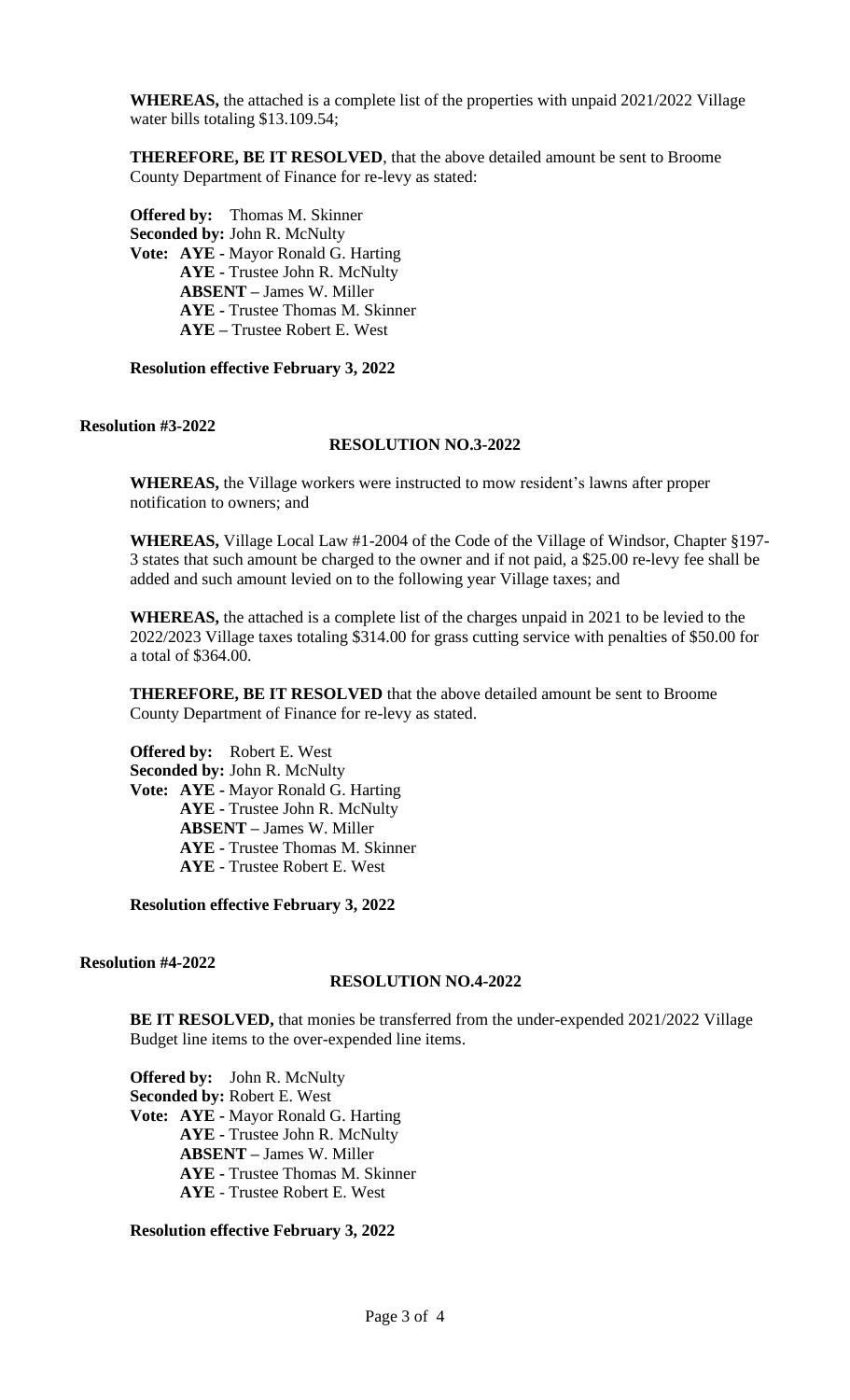**WHEREAS,** the attached is a complete list of the properties with unpaid 2021/2022 Village water bills totaling $13.109.54;

**THEREFORE, BE IT RESOLVED**, that the above detailed amount be sent to Broome County Department of Finance for re-levy as stated:

**Offered by:** Thomas M. Skinner
**Seconded by:** John R. McNulty
**Vote:** **AYE** - Mayor Ronald G. Harting
**AYE** - Trustee John R. McNulty
**ABSENT –** James W. Miller
**AYE** - Trustee Thomas M. Skinner
**AYE –** Trustee Robert E. West

**Resolution effective February 3, 2022**

**Resolution #3-2022**

**RESOLUTION NO.3-2022**

**WHEREAS,** the Village workers were instructed to mow resident's lawns after proper notification to owners; and

**WHEREAS,** Village Local Law #1-2004 of the Code of the Village of Windsor, Chapter §197-3 states that such amount be charged to the owner and if not paid, a $25.00 re-levy fee shall be added and such amount levied on to the following year Village taxes; and

**WHEREAS,** the attached is a complete list of the charges unpaid in 2021 to be levied to the 2022/2023 Village taxes totaling $314.00 for grass cutting service with penalties of $50.00 for a total of $364.00.

**THEREFORE, BE IT RESOLVED** that the above detailed amount be sent to Broome County Department of Finance for re-levy as stated.

**Offered by:** Robert E. West
**Seconded by:** John R. McNulty
**Vote:** **AYE** - Mayor Ronald G. Harting
**AYE** - Trustee John R. McNulty
**ABSENT –** James W. Miller
**AYE** - Trustee Thomas M. Skinner
**AYE** - Trustee Robert E. West

**Resolution effective February 3, 2022**

**Resolution #4-2022**

**RESOLUTION NO.4-2022**

**BE IT RESOLVED,** that monies be transferred from the under-expended 2021/2022 Village Budget line items to the over-expended line items.

**Offered by:** John R. McNulty
**Seconded by:** Robert E. West
**Vote:** **AYE** - Mayor Ronald G. Harting
**AYE** - Trustee John R. McNulty
**ABSENT –** James W. Miller
**AYE** - Trustee Thomas M. Skinner
**AYE** - Trustee Robert E. West

**Resolution effective February 3, 2022**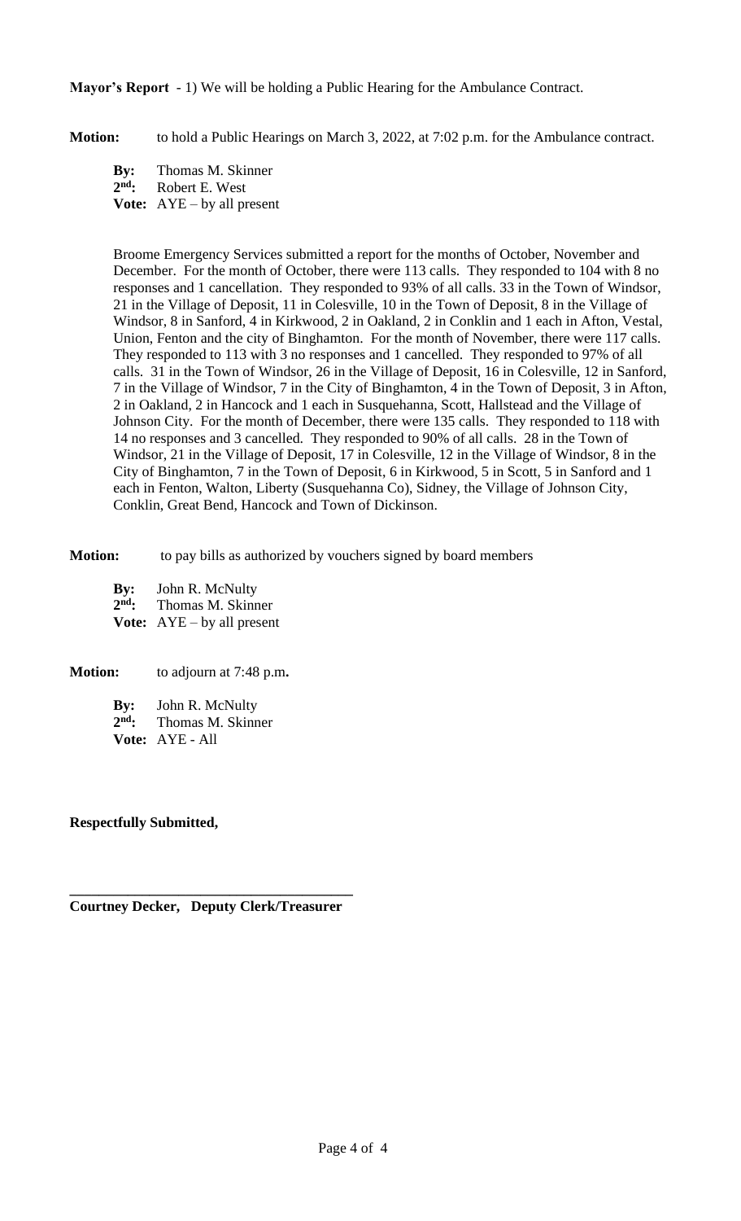**Mayor's Report** - 1) We will be holding a Public Hearing for the Ambulance Contract.

**Motion:** to hold a Public Hearings on March 3, 2022, at 7:02 p.m. for the Ambulance contract.

**By:** Thomas M. Skinner
**2nd:** Robert E. West
**Vote:** AYE – by all present

Broome Emergency Services submitted a report for the months of October, November and December. For the month of October, there were 113 calls. They responded to 104 with 8 no responses and 1 cancellation. They responded to 93% of all calls. 33 in the Town of Windsor, 21 in the Village of Deposit, 11 in Colesville, 10 in the Town of Deposit, 8 in the Village of Windsor, 8 in Sanford, 4 in Kirkwood, 2 in Oakland, 2 in Conklin and 1 each in Afton, Vestal, Union, Fenton and the city of Binghamton. For the month of November, there were 117 calls. They responded to 113 with 3 no responses and 1 cancelled. They responded to 97% of all calls. 31 in the Town of Windsor, 26 in the Village of Deposit, 16 in Colesville, 12 in Sanford, 7 in the Village of Windsor, 7 in the City of Binghamton, 4 in the Town of Deposit, 3 in Afton, 2 in Oakland, 2 in Hancock and 1 each in Susquehanna, Scott, Hallstead and the Village of Johnson City. For the month of December, there were 135 calls. They responded to 118 with 14 no responses and 3 cancelled. They responded to 90% of all calls. 28 in the Town of Windsor, 21 in the Village of Deposit, 17 in Colesville, 12 in the Village of Windsor, 8 in the City of Binghamton, 7 in the Town of Deposit, 6 in Kirkwood, 5 in Scott, 5 in Sanford and 1 each in Fenton, Walton, Liberty (Susquehanna Co), Sidney, the Village of Johnson City, Conklin, Great Bend, Hancock and Town of Dickinson.

**Motion:** to pay bills as authorized by vouchers signed by board members

**By:** John R. McNulty
**2nd:** Thomas M. Skinner
**Vote:** AYE – by all present

**Motion:** to adjourn at 7:48 p.m**.**

**By:** John R. McNulty
**2nd:** Thomas M. Skinner
**Vote:** AYE - All

**Respectfully Submitted,**

______________________________________
**Courtney Decker, Deputy Clerk/Treasurer**